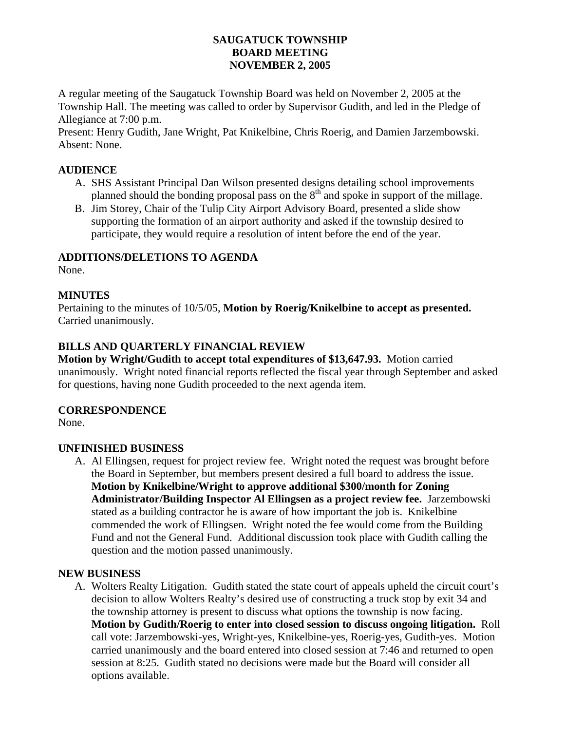# SAUGATUCK TOWNSHIP
# BOARD MEETING
# NOVEMBER 2, 2005

A regular meeting of the Saugatuck Township Board was held on November 2, 2005 at the Township Hall. The meeting was called to order by Supervisor Gudith, and led in the Pledge of Allegiance at 7:00 p.m.
Present: Henry Gudith, Jane Wright, Pat Knikelbine, Chris Roerig, and Damien Jarzembowski.
Absent: None.

## AUDIENCE

A. SHS Assistant Principal Dan Wilson presented designs detailing school improvements planned should the bonding proposal pass on the 8th and spoke in support of the millage.
B. Jim Storey, Chair of the Tulip City Airport Advisory Board, presented a slide show supporting the formation of an airport authority and asked if the township desired to participate, they would require a resolution of intent before the end of the year.

## ADDITIONS/DELETIONS TO AGENDA

None.

## MINUTES

Pertaining to the minutes of 10/5/05, **Motion by Roerig/Knikelbine to accept as presented.** Carried unanimously.

## BILLS AND QUARTERLY FINANCIAL REVIEW

**Motion by Wright/Gudith to accept total expenditures of $13,647.93.** Motion carried unanimously. Wright noted financial reports reflected the fiscal year through September and asked for questions, having none Gudith proceeded to the next agenda item.

## CORRESPONDENCE

None.

## UNFINISHED BUSINESS

A. Al Ellingsen, request for project review fee. Wright noted the request was brought before the Board in September, but members present desired a full board to address the issue. **Motion by Knikelbine/Wright to approve additional $300/month for Zoning Administrator/Building Inspector Al Ellingsen as a project review fee.** Jarzembowski stated as a building contractor he is aware of how important the job is. Knikelbine commended the work of Ellingsen. Wright noted the fee would come from the Building Fund and not the General Fund. Additional discussion took place with Gudith calling the question and the motion passed unanimously.

## NEW BUSINESS

A. Wolters Realty Litigation. Gudith stated the state court of appeals upheld the circuit court's decision to allow Wolters Realty's desired use of constructing a truck stop by exit 34 and the township attorney is present to discuss what options the township is now facing. **Motion by Gudith/Roerig to enter into closed session to discuss ongoing litigation.** Roll call vote: Jarzembowski-yes, Wright-yes, Knikelbine-yes, Roerig-yes, Gudith-yes. Motion carried unanimously and the board entered into closed session at 7:46 and returned to open session at 8:25. Gudith stated no decisions were made but the Board will consider all options available.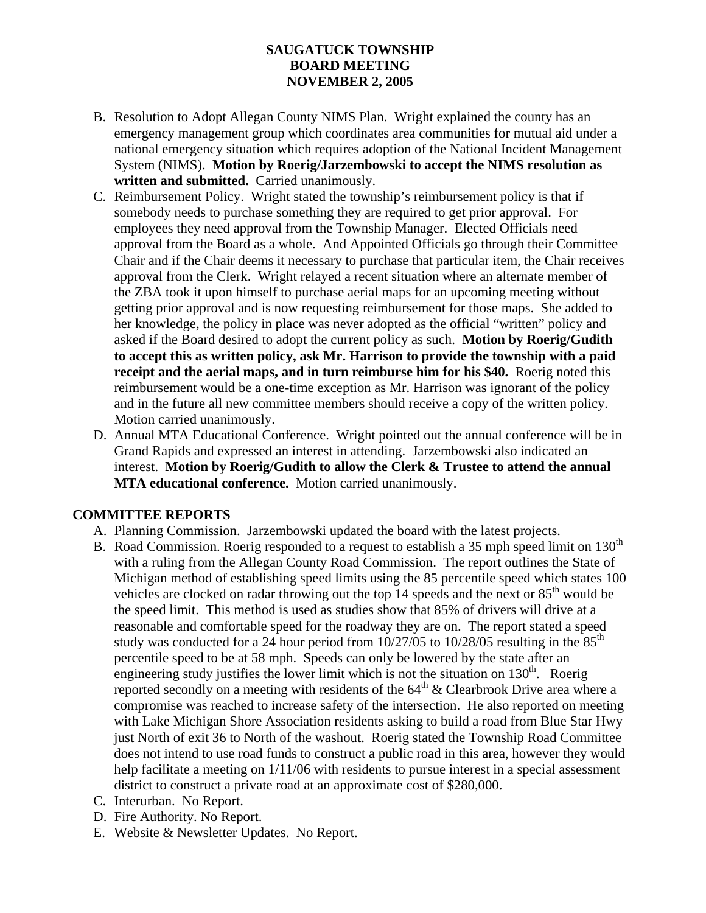# SAUGATUCK TOWNSHIP
# BOARD MEETING
# NOVEMBER 2, 2005

B. Resolution to Adopt Allegan County NIMS Plan. Wright explained the county has an emergency management group which coordinates area communities for mutual aid under a national emergency situation which requires adoption of the National Incident Management System (NIMS). **Motion by Roerig/Jarzembowski to accept the NIMS resolution as written and submitted.** Carried unanimously.

C. Reimbursement Policy. Wright stated the township's reimbursement policy is that if somebody needs to purchase something they are required to get prior approval. For employees they need approval from the Township Manager. Elected Officials need approval from the Board as a whole. And Appointed Officials go through their Committee Chair and if the Chair deems it necessary to purchase that particular item, the Chair receives approval from the Clerk. Wright relayed a recent situation where an alternate member of the ZBA took it upon himself to purchase aerial maps for an upcoming meeting without getting prior approval and is now requesting reimbursement for those maps. She added to her knowledge, the policy in place was never adopted as the official "written" policy and asked if the Board desired to adopt the current policy as such. **Motion by Roerig/Gudith to accept this as written policy, ask Mr. Harrison to provide the township with a paid receipt and the aerial maps, and in turn reimburse him for his $40.** Roerig noted this reimbursement would be a one-time exception as Mr. Harrison was ignorant of the policy and in the future all new committee members should receive a copy of the written policy. Motion carried unanimously.

D. Annual MTA Educational Conference. Wright pointed out the annual conference will be in Grand Rapids and expressed an interest in attending. Jarzembowski also indicated an interest. **Motion by Roerig/Gudith to allow the Clerk & Trustee to attend the annual MTA educational conference.** Motion carried unanimously.

## COMMITTEE REPORTS

A. Planning Commission. Jarzembowski updated the board with the latest projects.

B. Road Commission. Roerig responded to a request to establish a 35 mph speed limit on 130th with a ruling from the Allegan County Road Commission. The report outlines the State of Michigan method of establishing speed limits using the 85 percentile speed which states 100 vehicles are clocked on radar throwing out the top 14 speeds and the next or 85th would be the speed limit. This method is used as studies show that 85% of drivers will drive at a reasonable and comfortable speed for the roadway they are on. The report stated a speed study was conducted for a 24 hour period from 10/27/05 to 10/28/05 resulting in the 85th percentile speed to be at 58 mph. Speeds can only be lowered by the state after an engineering study justifies the lower limit which is not the situation on 130th. Roerig reported secondly on a meeting with residents of the 64th & Clearbrook Drive area where a compromise was reached to increase safety of the intersection. He also reported on meeting with Lake Michigan Shore Association residents asking to build a road from Blue Star Hwy just North of exit 36 to North of the washout. Roerig stated the Township Road Committee does not intend to use road funds to construct a public road in this area, however they would help facilitate a meeting on 1/11/06 with residents to pursue interest in a special assessment district to construct a private road at an approximate cost of $280,000.

C. Interurban. No Report.

D. Fire Authority. No Report.

E. Website & Newsletter Updates. No Report.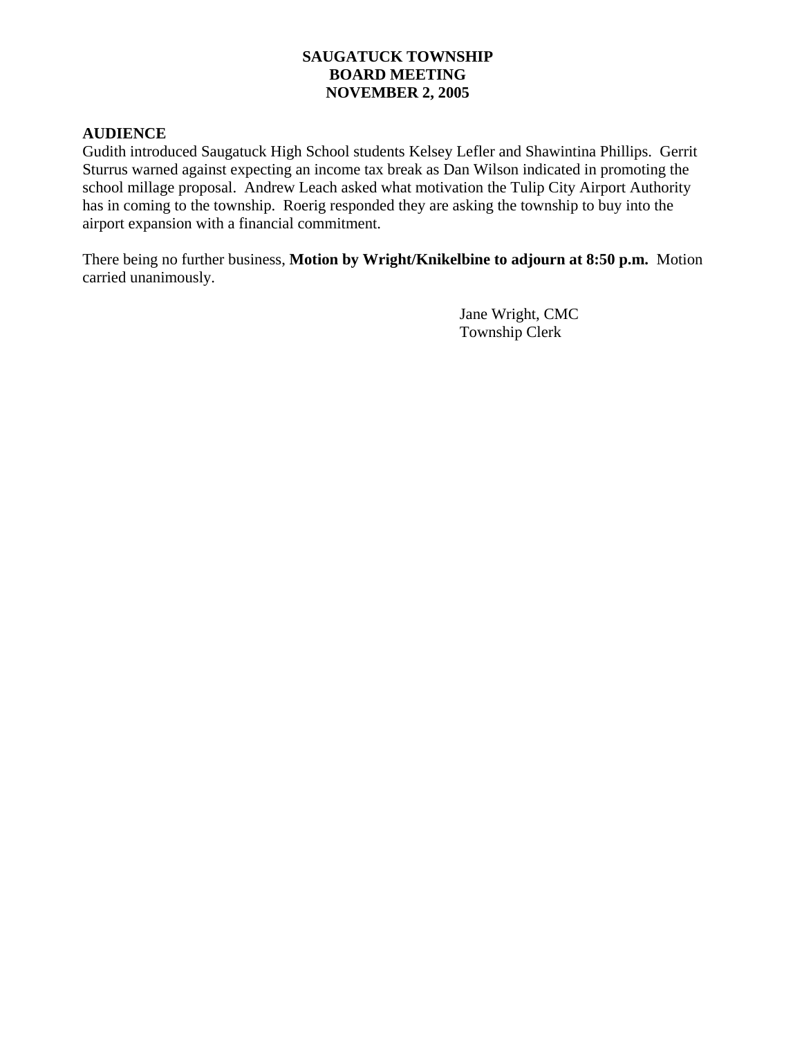**SAUGATUCK TOWNSHIP**
**BOARD MEETING**
**NOVEMBER 2, 2005**

**AUDIENCE**

Gudith introduced Saugatuck High School students Kelsey Lefler and Shawintina Phillips. Gerrit Sturrus warned against expecting an income tax break as Dan Wilson indicated in promoting the school millage proposal. Andrew Leach asked what motivation the Tulip City Airport Authority has in coming to the township. Roerig responded they are asking the township to buy into the airport expansion with a financial commitment.

There being no further business, **Motion by Wright/Knikelbine to adjourn at 8:50 p.m.** Motion carried unanimously.

Jane Wright, CMC
Township Clerk